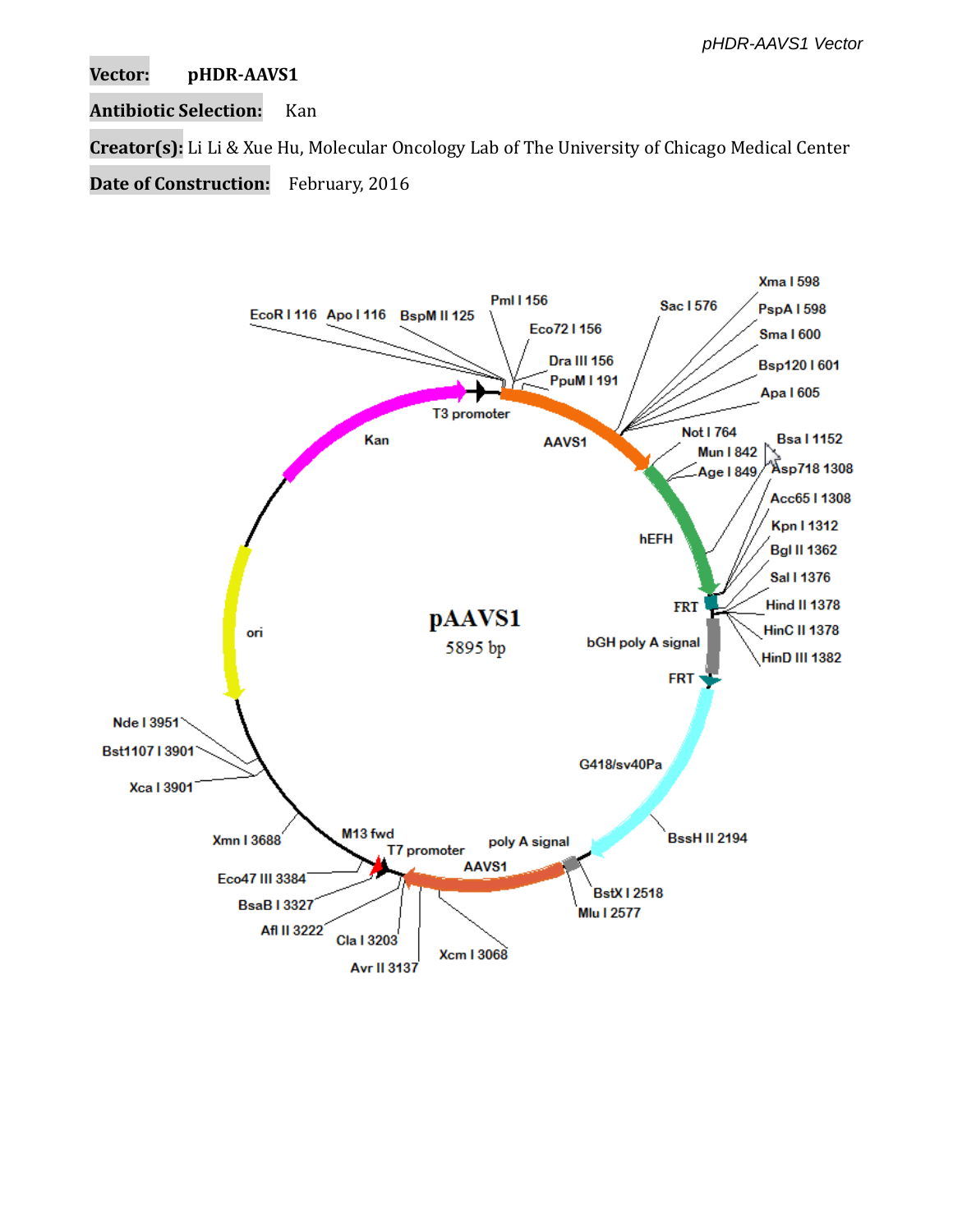**Vector:** pHDR-AAVS1

**Antibiotic Selection:** Kan

**Creator(s):** Li Li & Xue Hu, Molecular Oncology Lab of The University of Chicago Medical Center

**Date of Construction:** February, 2016

pAAVS1
5895 bp

EcoR I 116, Apo I 116, BspM II 125, Pml I 156, Eco72 I 156, Dra III 156, PpuM I 191, Sac I 576, Xma I 598, PspA I 598, Sma I 600, Bsp120 I 601, Apa I 605, Not I 764, Mun I 842, Age I 849, Bsa I 1152, Asp718 1308, Acc65 I 1308, Kpn I 1312, Bgl II 1362, Sal I 1376, Hind II 1378, HinC II 1378, HinD III 1382, BssH II 2194, BstX I 2518, Mlu I 2577, Xcm I 3068, Avr II 3137, Cla I 3203, Afl II 3222, BsaB I 3327, Eco47 III 3384, Xmn I 3688, Xca I 3901, Bst1107 I 3901, Nde I 3951

T3 promoter, AAVS1, hEFH, FRT, bGH poly A signal, FRT, G418/sv40Pa, poly A signal, AAVS1, T7 promoter, M13 fwd, ori, Kan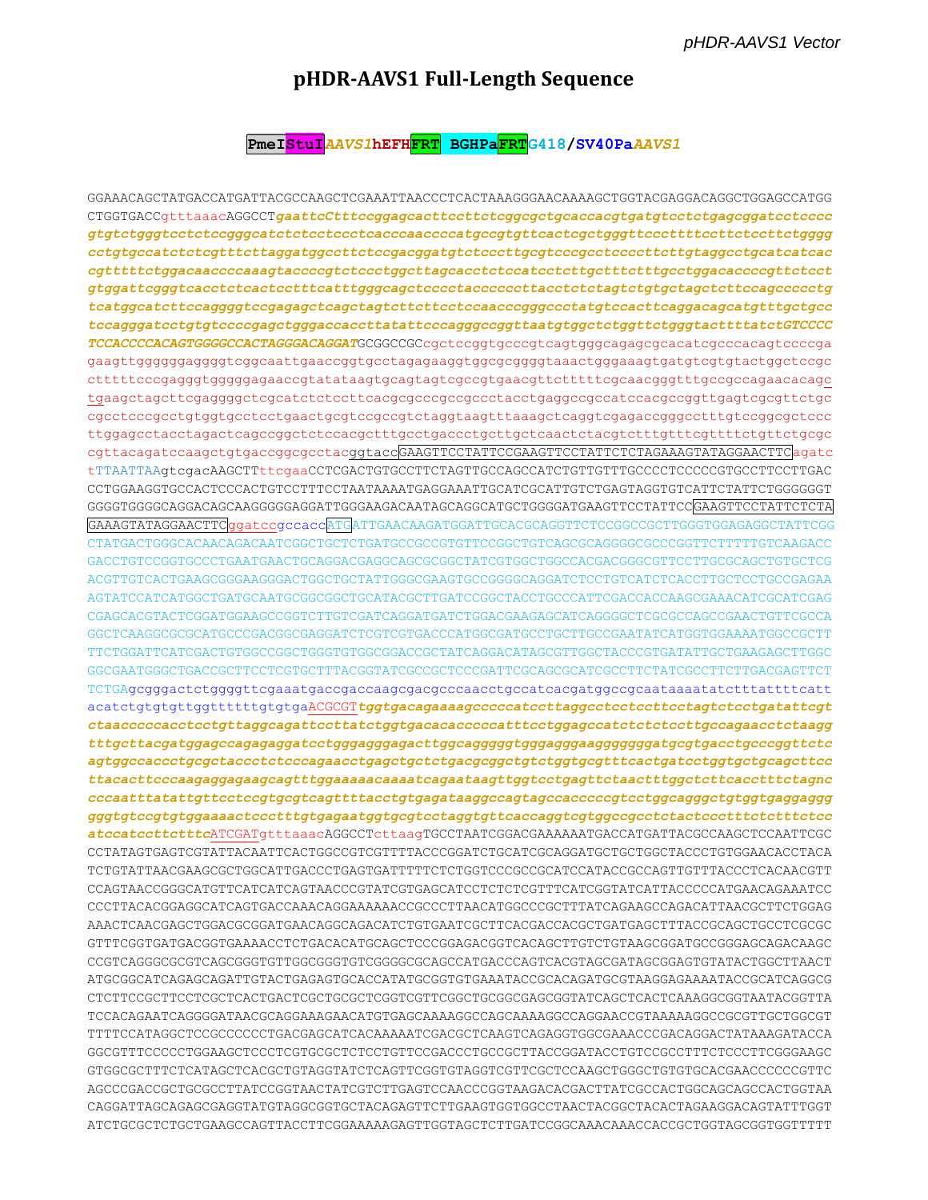# pHDR-AAVS1 Full-Length Sequence

**PmeI StuI *AAVS1* hEFH FRT BGHPa FRT G418/SV40Pa *AAVS1***

GGAAACAGCTATGACCATGATTACGCCAAGCTCGAAATTAACCCTCACTAAAGGGAACAAAAGCTGGTACGAGGACAGGCTGGAGCCATGG
CTGGTGACCgtttaaacAGGCCT*gaattcCtttccggagcacttccttctcggcgctgcaccacgtgatgtcctctgagcggatcctcccc*
*gtgtctgggtcctctccgggcatctctcctccctcacccaaccccatgccgtgttcactcgctgggttcccttttccttctccttctgggg*
*cctgtgccatctctcgtttcttaggatggccttctccgacggatgtctcccttgcgtcccgcctccccttcttgtaggcctgcatcatcac*
*cgtttttctggacaaccccaaagtaccccgtctccctggctttagccacctctccatcctcttgctttctttgcctggacaccccgttctcct*
*gtggattcgggtcacctctcactcctttcatttgggcagctcccctaccccccttacctctctagtctgtgctagctcttccagccccctg*
*tcatggcatcttccaggggtccgagagctcagctagtcttcttcctccaacccgggccctatgtccacttcaggacagcatgtttgctgcc*
*tccagggatcctgtgtccccgagctgggaccaccttatattcccagggccggttaatgtggctctggttctgggtacttttatctGTCCCC*
*TCCACCCCACAGTGGGGCCACTAGGGACAGGAT*GCGGCCGCcgctccggtgcccgtcagtgggcagagcgcacatcgcccacagtccccga
gaagttggggggaggggtcggcaattgaaccggtgcctagagaaggtggcgcggggtaaactgggaaagtgatgtcgtgtactggctccgc
ctttttcccgagggtgggggagaaccgtatataagtgcagtagtcgccgtgaacgttctttttcgcaacgggtttgccgccagaacacagc
tgaagctagcttcgaggggctcgcatctctccttcacgcgcccgccgccctacctgaggccgccatccacgccggttgagtcgcgttctgc
cgcctcccgcctgtggtgcctcctgaactgcgtccgccgtctaggtaagtttaaagctcaggtcgagaccgggcctttgtccggcgctccc
ttggagcctacctagactcagccggctctccacgctttgcctgaccctgcttgctcaactctacgtctttgtttcgttttctgttctgcgc
cgttacagatccaagctgtgaccggcgcctacggtaccGAAGTTCCTATTCCGAAGTTCCTATTCTCTAGAAAGTATAGGAACTTCagatc
tTTAATTAAgtcgacAAGCTTttcgaaCCTCGACTGTGCCTTCTAGTTGCCAGCCATCTGTTGTTTGCCCCTCCCCCGTGCCTTCCTTGAC
CCTGGAAGGTGCCACTCCCACTGTCCTTTCCTAATAAAATGAGGAAATTGCATCGCATTGTCTGAGTAGGTGTCATTCTATTCTGGGGGGT
GGGGTGGGGCAGGACAGCAAGGGGGAGGATTGGGAAGACAATAGCAGGCATGCTGGGGATGAAGTTCCTATTCCGAAGTTCCTATTCTCTA
GAAAGTATAGGAACTTCggatccgccaccATGATTGAACAAGATGGATTGCACGCAGGTTCTCCGGCCGCTTGGGTGGAGAGGCTATTCGG
CTATGACTGGGCACAACAGACAATCGGCTGCTCTGATGCCGCCGTGTTCCGGCTGTCAGCGCAGGGGCGCCCGGTTCTTTTTGTCAAGACC
GACCTGTCCGGTGCCCTGAATGAACTGCAGGACGAGGCAGCGCGGCTATCGTGGCTGGCCACGACGGGCGTTCCTTGCGCAGCTGTGCTCG
ACGTTGTCACTGAAGCGGGAAGGGACTGGCTGCTATTGGGCGAAGTGCCGGGGCAGGATCTCCTGTCATCTCACCTTGCTCCTGCCGAGAA
AGTATCCATCATGGCTGATGCAATGCGGCGGCTGCATACGCTTGATCCGGCTACCTGCCCATTCGACCACCAAGCGAAACATCGCATCGAG
CGAGCACGTACTCGGATGGAAGCCGGTCTTGTCGATCAGGATGATCTGGACGAAGAGCATCAGGGGCTCGCGCCAGCCGAACTGTTCGCCA
GGCTCAAGGCGCGCATGCCCGACGGCGAGGATCTCGTCGTGACCCATGGCGATGCCTGCTTGCCGAATATCATGGTGGAAAATGGCCGCTT
TTCTGGATTCATCGACTGTGGCCGGCTGGGTGTGGCGGACCGCTATCAGGACATAGCGTTGGCTACCCGTGATATTGCTGAAGAGCTTGGC
GGCGAATGGGCTGACCGCTTCCTCGTGCTTTACGGTATCGCCGCTCCCGATTCGCAGCGCATCGCCTTCTATCGCCTTCTTGACGAGTTCT
TCTGAgcgggactctggggttcgaaatgaccgaccaagcgacgcccaacctgccatcacgatggccgcaataaaatatctttattttcatt
acatctgtgtgttggttttttgtgtgaACGCGT*tggtgacagaaaagccccatccttaggcctcctccttcctagtctcctgatattcgt*
*ctaacccccacctcctgttaggcagattccttatctggtgacacacccccatttcctggagccatctctctccttgccagaacctctaagg*
*tttgcttacgatggagccagagaggatcctgggagggagagcttggcagggggtgggagggaagggggggatgcgtgacctgcccggttctc*
*agtggccaccctgcgctaccctctcccagaacctgagctgctctgacgcggctgtctggtgcgtttcactgatcctggtgctgcagcttcc*
*ttacacttcccaagaggagaagcagtttggaaaaacaaaatcagaataagttggtcctgagttctaactttggctcttcacctttctagnc*
*cccaatttatattgttcctccgtgcgtcagttttacctgtgagataaggccagtagccagccccgtcctggcaggctgtggtgaggaggg*
*gggtgtccgtgtggaaaactccctttgtgagaatggtgcgtcctaggtgttcaccaggtcgtggccgcctctactccctttctctttctcc*
*atccatccttctttc*ATCGATgtttaaacAGGCCTcttaagTGCCTAATCGGACGAAAAAATGACCATGATTACGCCAAGCTCCAATTCGC
CCTATAGTGAGTCGTATTACAATTCACTGGCCGTCGTTTTACCCGGATCTGCATCGCAGGATGCTGCTGGCTACCCTGTGGAACACCTACA
TCTGTATTAACGAAGCGCTGGCATTGACCCTGAGTGATTTTTCTCTGGTCCCGCCGCATCCATACCGCCAGTTGTTTACCCTCACAACGTT
CCAGTAACCGGGCATGTTCATCATCAGTAACCCGTATCGTGAGCATCCTCTCTCGTTTCATCGGTATCATTACCCCCATGAACAGAAATCC
CCCTTACACGGAGGCATCAGTGACCAAACAGGAAAAAACCGCCCTTAACATGGCCCGCTTTATCAGAAGCCAGACATTAACGCTTCTGGAG
AAACTCAACGAGCTGGACGCGGATGAACAGGCAGACATCTGTGAATCGCTTCACGACCACGCTGATGAGCTTTACCGCAGCTGCCTCGCGC
GTTTCGGTGATGACGGTGAAAACCTCTGACACATGCAGCTCCCGGAGACGGTCACAGCTTGTCTGTAAGCGGATGCCGGGAGCAGACAAGC
CCGTCAGGGCGCGTCAGCGGGTGTTGGCGGGTGTCGGGGCGCAGCCATGACCCAGTCACGTAGCGATAGCGGAGTGTATACTGGCTTAACT
ATGCGGCATCAGAGCAGATTGTACTGAGAGTGCACCATATGCGGTGTGAAATACCGCACAGATGCGTAAGGAGAAAATACCGCATCAGGCG
CTCTTCCGCTTCCTCGCTCACTGACTCGCTGCGCTCGGTCGTTCGGCTGCGGCGAGCGGTATCAGCTCACTCAAAGGCGGTAATACGGTTA
TCCACAGAATCAGGGGATAACGCAGGAAAGAACATGTGAGCAAAAGGCCAGCAAAAGGCCAGGAACCGTAAAAAGGCCGCGTTGCTGGCGT
TTTTCCATAGGCTCCGCCCCCCTGACGAGCATCACAAAAATCGACGCTCAAGTCAGAGGTGGCGAAACCCGACAGGACTATAAAGATACCA
GGCGTTTCCCCCTGGAAGCTCCCTCGTGCGCTCTCCTGTTCCGACCCTGCCGCTTACCGGATACCTGTCCGCCTTTCTCCCTTCGGGAAGC
GTGGCGCTTTCTCATAGCTCACGCTGTAGGTATCTCAGTTCGGTGTAGGTCGTTCGCTCCAAGCTGGGCTGTGTGCACGAACCCCCCGTTC
AGCCCGACCGCTGCGCCTTATCCGGTAACTATCGTCTTGAGTCCAACCCGGTAAGACACGACTTATCGCCACTGGCAGCAGCCACTGGTAA
CAGGATTAGCAGAGCGAGGTATGTAGGCGGTGCTACAGAGTTCTTGAAGTGGTGGCCTAACTACGGCTACACTAGAAGGACAGTATTTGGT
ATCTGCGCTCTGCTGAAGCCAGTTACCTTCGGAAAAAGAGTTGGTAGCTCTTGATCCGGCAAACAAACCACCGCTGGTAGCGGTGGTTTTT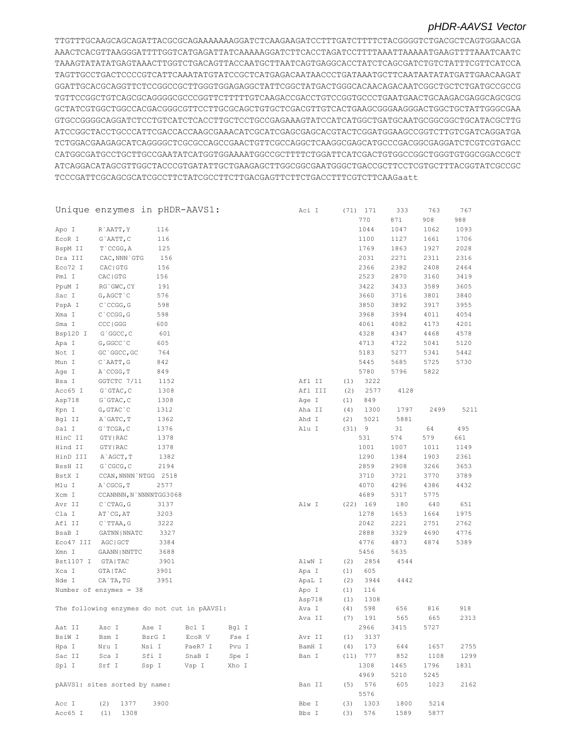## pHDR-AAVS1 Vector

```
TTGTTTGCAAGCAGCAGATTACGCGCAGAAAAAAAGGATCTCAAGAAGATCCTTTGATCTTTTCTACGGGGTCTGACGCTCAGTGGAACGA
AAACTCACGTTAAGGGATTTTGGTCATGAGATTATCAAAAAGGATCTTCACCTAGATCCTTTTAAATTAAAAATGAAGTTTTAAATCAATC
TAAAGTATATATGAGTAAACTTGGTCTGACAGTTACCAATGCTTAATCAGTGAGGCACCTATCTCAGCGATCTGTCTATTTCGTTCATCCA
TAGTTGCCTGACTCCCCGTCATTCAAATATGTATCCGCTCATGAGACAATAACCCTGATAAATGCTTCAATAATATATTGATTGAACAAGAT
GGATTGCACGCAGGTTCTCCGGCCGCTTGGGTGGAGAGGCTATTCGGCTATGACTGGGCACAACAGACAATCGGCTGCTCTGATGCCGCCG
TGTTCCGGCTGTCAGCGCAGGGGCGCCCGGTTCTTTTTGTCAAGACCGACCTGTCCGGTGCCCTGAATGAACTGCAAGACGAGGCAGCGCG
GCTATCGTGGCTGGCCACGACGGGCGTTCCTTGCGCAGCTGTGCTCGACGTTGTCACTGAAGCGGGAAGGGACTGGCTGCTATTGGGCGAA
GTGCCGGGGCAGGATCTCCTGTCATCTCACCTTGCTCCTGCCGAGAAAGTATCCATCATGGCTGATGCAATGCGGCGGCTGCATACGCTTG
ATCCGGCTACCTGCCCATTCGACCACCAAGCGAAACATCGCATCGAGCGAGCACGTACTCGGATGGAAGCCGGTCTTGTCGATCAGGATGA
TCTGGACGAAGAGCATCAGGGGCTCGCGCCAGCCGAACTGTTCGCCAGGCTCAAGGCGAGCATGCCCGACGGCGAGGATCTCGTCGTGACC
CATGGCGATGCCTGCTTGCCGAATATCATGGTGGAAAATGGCCGCTTTTCTGGATTCATCGACTGTGGCCGGCTGGGTGTGGCGGACCGCT
ATCAGGACATAGCGTTGGCTACCCGTGATATTGCTGAAGAGCTTGGCGGCGAATGGGCTGACCGCTTCCTCGTGCTTTACGGTATCGCCGC
TCCCGATTCGCAGCGCATCGCCTTCTATCGCCTTCTTGACGAGTTCTTCTGACCTTTCGTCTTCAAGaatt
```

### Unique enzymes in pHDR-AAVS1:

| Enzyme | Site | Position |
|---|---|---|
| Apo I | R`AATT,Y | 116 |
| EcoR I | G`AATT,C | 116 |
| BspM II | T`CCGG,A | 125 |
| Dra III | CAC,NNN`GTG | 156 |
| Eco72 I | CAC\|GTG | 156 |
| Pml I | CAC\|GTG | 156 |
| PpuM I | RG`GWC,CY | 191 |
| Sac I | G,AGCT`C | 576 |
| PspA I | C`CCGG,G | 598 |
| Xma I | C`CCGG,G | 598 |
| Sma I | CCC\|GGG | 600 |
| Bsp120 I | G`GGCC,C | 601 |
| Apa I | G,GGCC`C | 605 |
| Not I | GC`GGCC,GC | 764 |
| Mun I | C`AATT,G | 842 |
| Age I | A`CCGG,T | 849 |
| Bsa I | GGTCTC 7/11 | 1152 |
| Acc65 I | G`GTAC,C | 1308 |
| Asp718 | G`GTAC,C | 1308 |
| Kpn I | G,GTAC`C | 1312 |
| Bgl II | A`GATC,T | 1362 |
| Sal I | G`TCGA,C | 1376 |
| HinC II | GTY\|RAC | 1378 |
| Hind II | GTY\|RAC | 1378 |
| HinD III | A`AGCT,T | 1382 |
| BssH II | G`CGCG,C | 2194 |
| BstX I | CCAN,NNNN`NTGG | 2518 |
| Mlu I | A`CGCG,T | 2577 |
| Xcm I | CCANNNNN,N`NNNNTGG | 3068 |
| Avr II | C`CTAG,G | 3137 |
| Cla I | AT`CG,AT | 3203 |
| Afl II | C`TTAA,G | 3222 |
| BsaB I | GATNN\|NNATC | 3327 |
| Eco47 III | AGC\|GCT | 3384 |
| Xmn I | GAANN\|NNTTC | 3688 |
| Bst1107 I | GTA\|TAC | 3901 |
| Xca I | GTA\|TAC | 3901 |
| Nde I | CA`TA,TG | 3951 |

Number of enzymes = 38

The following enzymes do not cut in pAAVS1:

| | | | | |
|---|---|---|---|---|
| Aat II | Asc I | Ase I | Bcl I | Bgl I |
| BsiW I | Bsm I | BsrG I | EcoR V | Fse I |
| Hpa I | Nru I | Nsi I | PaeR7 I | Pvu I |
| Sac II | Sca I | Sfi I | SnaB I | Spe I |
| Spl I | Srf I | Ssp I | Vsp I | Xho I |

pAAVS1: sites sorted by name:

| Enzyme | Count | Positions |
|---|---|---|
| Acc I | (2) | 1377 3900 |
| Acc65 I | (1) | 1308 |
| Aci I | (71) | 171 333 763 767 770 871 908 988 1044 1047 1062 1093 1100 1127 1661 1706 1769 1863 1927 2028 2031 2271 2311 2316 2366 2382 2408 2464 2523 2870 3160 3419 3422 3433 3589 3605 3660 3716 3801 3840 3850 3892 3917 3955 3968 3994 4011 4054 4061 4082 4173 4201 4328 4347 4468 4578 4713 4722 5041 5120 5183 5277 5341 5442 5445 5685 5725 5730 5780 5796 5822 |
| Afl II | (1) | 3222 |
| Afl III | (2) | 2577 4128 |
| Age I | (1) | 849 |
| Aha II | (4) | 1300 1797 2499 5211 |
| Ahd I | (2) | 5021 5881 |
| Alu I | (31) | 9 31 64 495 531 574 579 661 1001 1007 1011 1149 1290 1384 1903 2361 2859 2908 3266 3653 3710 3721 3770 3789 4070 4296 4386 4432 4689 5317 5775 |
| Alw I | (22) | 169 180 640 651 1278 1653 1664 1975 2042 2221 2751 2762 2888 3329 4690 4776 4776 4873 4874 5389 5456 5635 |
| AlwN I | (2) | 2854 4544 |
| Apa I | (1) | 605 |
| ApaL I | (2) | 3944 4442 |
| Apo I | (1) | 116 |
| Asp718 | (1) | 1308 |
| Ava I | (4) | 598 656 816 918 |
| Ava II | (7) | 191 565 665 2313 2966 3415 5727 |
| Avr II | (1) | 3137 |
| BamH I | (4) | 173 644 1657 2755 |
| Ban I | (11) | 777 852 1108 1299 1308 1465 1796 1831 4969 5210 5245 |
| Ban II | (5) | 576 605 1023 2162 5576 |
| Bbe I | (3) | 1303 1800 5214 |
| Bbs I | (3) | 576 1589 5877 |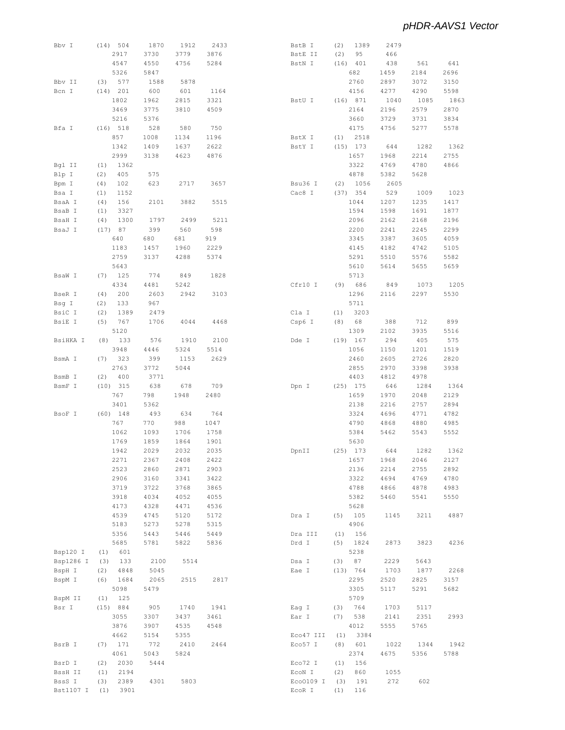| Enzyme | Count | Positions |
|---|---|---|
| Bbv I | (14) | 504 1870 1912 2433 2917 3730 3779 3876 4547 4550 4756 5284 5326 5847 |
| Bbv II | (3) | 577 1588 5878 |
| Bcn I | (14) | 201 600 601 1164 1802 1962 2815 3321 3469 3775 3810 4509 5216 5376 |
| Bfa I | (16) | 518 528 580 750 857 1008 1134 1196 1342 1409 1637 2622 2999 3138 4623 4876 |
| Bgl II | (1) | 1362 |
| Blp I | (2) | 405 575 |
| Bpm I | (4) | 102 623 2717 3657 |
| Bsa I | (1) | 1152 |
| BsaA I | (4) | 156 2101 3882 5515 |
| BsaB I | (1) | 3327 |
| BsaH I | (4) | 1300 1797 2499 5211 |
| BsaJ I | (17) | 87 399 560 598 640 680 681 919 1183 1457 1960 2229 2759 3137 4288 5374 5643 |
| BsaW I | (7) | 125 774 849 1828 4334 4481 5242 |
| BseR I | (4) | 200 2603 2942 3103 |
| Bsg I | (2) | 133 967 |
| BsiC I | (2) | 1389 2479 |
| BsiE I | (5) | 767 1706 4044 4468 5120 |
| BsiHKA I | (8) | 133 576 1910 2100 3948 4446 5324 5514 |
| BsmA I | (7) | 323 399 1153 2629 2763 3772 5044 |
| BsmB I | (2) | 400 3771 |
| BsmF I | (10) | 315 638 678 709 767 798 1948 2480 3401 5362 |
| BsoF I | (60) | 148 493 634 764 767 770 988 1047 1062 1093 1706 1758 1769 1859 1864 1901 1942 2029 2032 2035 2271 2367 2408 2422 2523 2860 2871 2903 2906 3160 3341 3422 3719 3722 3768 3865 3918 4034 4052 4055 4173 4328 4471 4536 4539 4745 5120 5172 5183 5273 5278 5315 5356 5443 5446 5449 5685 5781 5822 5836 |
| Bsp120 I | (1) | 601 |
| Bsp1286 I | (3) | 133 2100 5514 |
| BspH I | (2) | 4848 5045 |
| BspM I | (6) | 1684 2065 2515 2817 5098 5479 |
| BspM II | (1) | 125 |
| Bsr I | (15) | 884 905 1740 1941 3055 3307 3437 3461 3876 3907 4535 4548 4662 5154 5355 |
| BsrB I | (7) | 171 772 2410 2464 4061 5043 5824 |
| BsrD I | (2) | 2030 5444 |
| BssH II | (1) | 2194 |
| BssS I | (3) | 2389 4301 5803 |
| Bst1107 I | (1) | 3901 |
| BstB I | (2) | 1389 2479 |
| BstE II | (2) | 95 466 |
| BstN I | (16) | 401 438 561 641 682 1459 2184 2696 2760 2897 3072 3150 4156 4277 4290 5598 |
| BstU I | (16) | 871 1040 1085 1863 2164 2196 2579 2870 3660 3729 3731 3834 4175 4756 5277 5578 |
| BstX I | (1) | 2518 |
| BstY I | (15) | 173 644 1282 1362 1657 1968 2214 2755 3322 4769 4780 4866 4878 5382 5628 |
| Bsu36 I | (2) | 1056 2605 |
| Cac8 I | (37) | 354 529 1009 1023 1044 1207 1235 1417 1594 1598 1691 1877 2096 2162 2168 2196 2200 2241 2245 2299 3345 3387 3605 4059 4145 4182 4742 5105 5291 5510 5576 5582 5610 5614 5655 5659 5713 |
| Cfr10 I | (9) | 686 849 1073 1205 1296 2116 2297 5530 5711 |
| Cla I | (1) | 3203 |
| Csp6 I | (8) | 68 388 712 899 1309 2102 3935 5516 |
| Dde I | (19) | 167 294 405 575 1056 1150 1201 1519 2460 2605 2726 2820 2855 2970 3398 3938 4403 4812 4978 |
| Dpn I | (25) | 175 646 1284 1364 1659 1970 2048 2129 2138 2216 2757 2894 3324 4696 4771 4782 4790 4868 4880 4985 5384 5462 5543 5552 5630 |
| DpnII | (25) | 173 644 1282 1362 1657 1968 2046 2127 2136 2214 2755 2892 3322 4694 4769 4780 4788 4866 4878 4983 5382 5460 5541 5550 5628 |
| Dra I | (5) | 105 1145 3211 4887 4906 |
| Dra III | (1) | 156 |
| Drd I | (5) | 1824 2873 3823 4236 5238 |
| Dsa I | (3) | 87 2229 5643 |
| Eae I | (13) | 764 1703 1877 2268 2295 2520 2825 3157 3305 5117 5291 5682 5709 |
| Eag I | (3) | 764 1703 5117 |
| Ear I | (7) | 538 2141 2351 2993 4012 5555 5765 |
| Eco47 III | (1) | 3384 |
| Eco57 I | (8) | 601 1022 1344 1942 2374 4675 5356 5788 |
| Eco72 I | (1) | 156 |
| EcoN I | (2) | 860 1055 |
| EcoO109 I | (3) | 191 272 602 |
| EcoR I | (1) | 116 |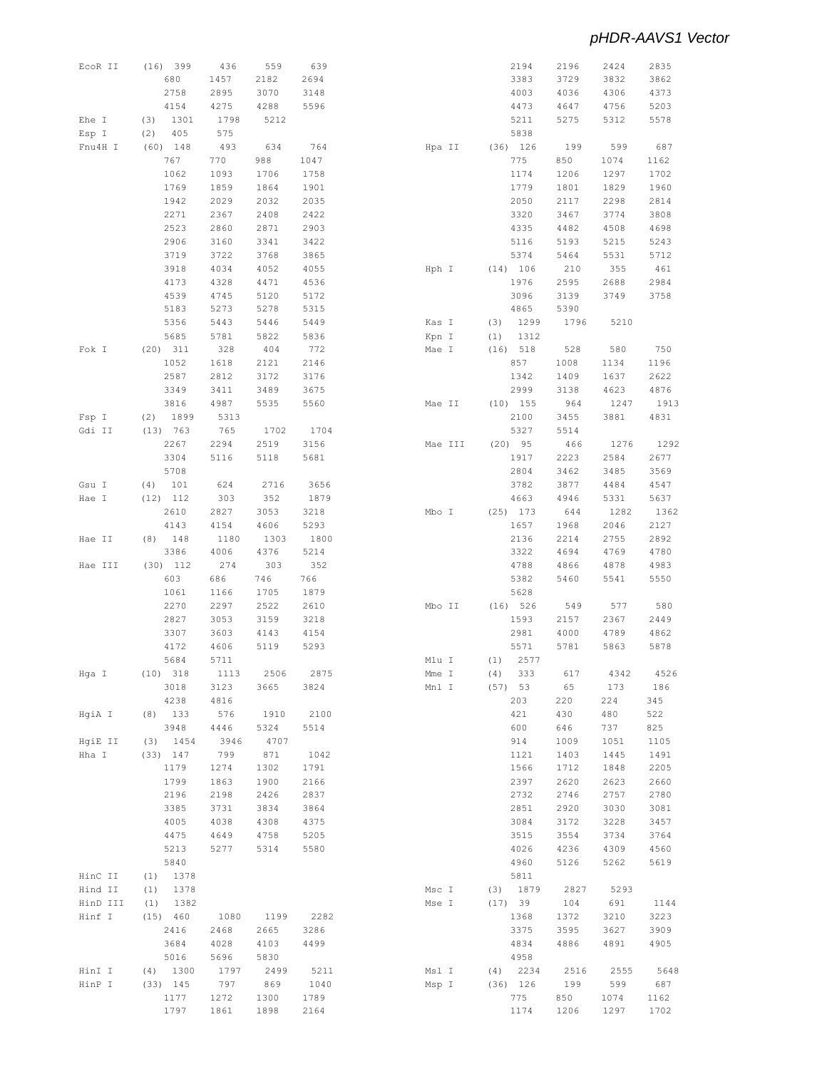```
EcoR II    (16)  399   436   559   639
                 680   1457  2182  2694
                 2758  2895  3070  3148
                 4154  4275  4288  5596
Ehe I      (3)   1301  1798  5212
Esp I      (2)   405   575
Fnu4H I    (60)  148   493   634   764
                 767   770   988   1047
                 1062  1093  1706  1758
                 1769  1859  1864  1901
                 1942  2029  2032  2035
                 2271  2367  2408  2422
                 2523  2860  2871  2903
                 2906  3160  3341  3422
                 3719  3722  3768  3865
                 3918  4034  4052  4055
                 4173  4328  4471  4536
                 4539  4745  5120  5172
                 5183  5273  5278  5315
                 5356  5443  5446  5449
                 5685  5781  5822  5836
Fok I      (20)  311   328   404   772
                 1052  1618  2121  2146
                 2587  2812  3172  3176
                 3349  3411  3489  3675
                 3816  4987  5535  5560
Fsp I      (2)   1899  5313
Gdi II     (13)  763   765   1702  1704
                 2267  2294  2519  3156
                 3304  5116  5118  5681
                 5708
Gsu I      (4)   101   624   2716  3656
Hae I      (12)  112   303   352   1879
                 2610  2827  3053  3218
                 4143  4154  4606  5293
Hae II     (8)   148   1180  1303  1800
                 3386  4006  4376  5214
Hae III    (30)  112   274   303   352
                 603   686   746   766
                 1061  1166  1705  1879
                 2270  2297  2522  2610
                 2827  3053  3159  3218
                 3307  3603  4143  4154
                 4172  4606  5119  5293
                 5684  5711
Hga I      (10)  318   1113  2506  2875
                 3018  3123  3665  3824
                 4238  4816
HgiA I     (8)   133   576   1910  2100
                 3948  4446  5324  5514
HgiE II    (3)   1454  3946  4707
Hha I      (33)  147   799   871   1042
                 1179  1274  1302  1791
                 1799  1863  1900  2166
                 2196  2198  2426  2837
                 3385  3731  3834  3864
                 4005  4038  4308  4375
                 4475  4649  4758  5205
                 5213  5277  5314  5580
                 5840
HinC II    (1)   1378
Hind II    (1)   1378
HinD III   (1)   1382
Hinf I     (15)  460   1080  1199  2282
                 2416  2468  2665  3286
                 3684  4028  4103  4499
                 5016  5696  5830
HinI I     (4)   1300  1797  2499  5211
HinP I     (33)  145   797   869   1040
                 1177  1272  1300  1789
                 1797  1861  1898  2164
                 2194  2196  2424  2835
                 3383  3729  3832  3862
                 4003  4036  4306  4373
                 4473  4647  4756  5203
                 5211  5275  5312  5578
                 5838
Hpa II     (36)  126   199   599   687
                 775   850   1074  1162
                 1174  1206  1297  1702
                 1779  1801  1829  1960
                 2050  2117  2298  2814
                 3320  3467  3774  3808
                 4335  4482  4508  4698
                 5116  5193  5215  5243
                 5374  5464  5531  5712
Hph I      (14)  106   210   355   461
                 1976  2595  2688  2984
                 3096  3139  3749  3758
                 4865  5390
Kas I      (3)   1299  1796  5210
Kpn I      (1)   1312
Mae I      (16)  518   528   580   750
                 857   1008  1134  1196
                 1342  1409  1637  2622
                 2999  3138  4623  4876
Mae II     (10)  155   964   1247  1913
                 2100  3455  3881  4831
                 5327  5514
Mae III    (20)  95    466   1276  1292
                 1917  2223  2584  2677
                 2804  3462  3485  3569
                 3782  3877  4484  4547
                 4663  4946  5331  5637
Mbo I      (25)  173   644   1282  1362
                 1657  1968  2046  2127
                 2136  2214  2755  2892
                 3322  4694  4769  4780
                 4788  4866  4878  4983
                 5382  5460  5541  5550
                 5628
Mbo II     (16)  526   549   577   580
                 1593  2157  2367  2449
                 2981  4000  4789  4862
                 5571  5781  5863  5878
Mlu I      (1)   2577
Mme I      (4)   333   617   4342  4526
Mnl I      (57)  53    65    173   186
                 203   220   224   345
                 421   430   480   522
                 600   646   737   825
                 914   1009  1051  1105
                 1121  1403  1445  1491
                 1566  1712  1848  2205
                 2397  2620  2623  2660
                 2732  2746  2757  2780
                 2851  2920  3030  3081
                 3084  3172  3228  3457
                 3515  3554  3734  3764
                 4026  4236  4309  4560
                 4960  5126  5262  5619
                 5811
Msc I      (3)   1879  2827  5293
Mse I      (17)  39    104   691   1144
                 1368  1372  3210  3223
                 3375  3595  3627  3909
                 4834  4886  4891  4905
                 4958
Msl I      (4)   2234  2516  2555  5648
Msp I      (36)  126   199   599   687
                 775   850   1074  1162
                 1174  1206  1297  1702
```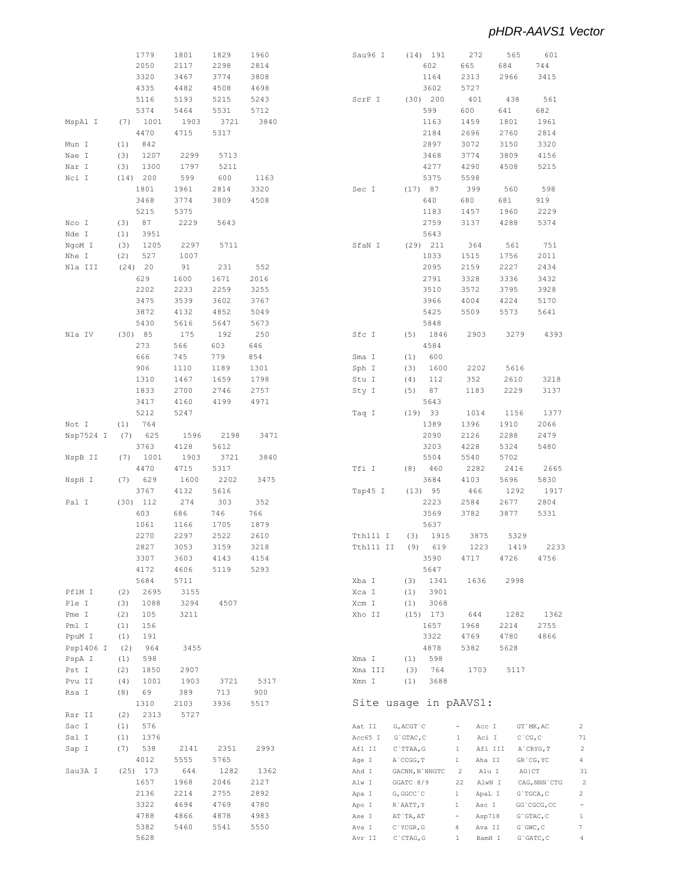```
          1779    1801    1829    1960
          2050    2117    2298    2814
          3320    3467    3774    3808
          4335    4482    4508    4698
          5116    5193    5215    5243
          5374    5464    5531    5712
MspA1 I   (7)  1001    1903    3721    3840
          4470    4715    5317
Mun I     (1)  842
Nae I     (3)  1207    2299    5713
Nar I     (3)  1300    1797    5211
Nci I     (14) 200     599     600     1163
          1801    1961    2814    3320
          3468    3774    3809    4508
          5215    5375
Nco I     (3)  87      2229    5643
Nde I     (1)  3951
NgoM I    (3)  1205    2297    5711
Nhe I     (2)  527     1007
Nla III   (24) 20      91      231     552
          629     1600    1671    2016
          2202    2233    2259    3255
          3475    3539    3602    3767
          3872    4132    4852    5049
          5430    5616    5647    5673
Nla IV    (30) 85      175     192     250
          273     566     603     646
          666     745     779     854
          906     1110    1189    1301
          1310    1467    1659    1798
          1833    2700    2746    2757
          3417    4160    4199    4971
          5212    5247
Not I     (1)  764
Nsp7524 I (7)  625     1596    2198    3471
          3763    4128    5612
NspB II   (7)  1001    1903    3721    3840
          4470    4715    5317
NspH I    (7)  629     1600    2202    3475
          3767    4132    5616
Pal I     (30) 112     274     303     352
          603     686     746     766
          1061    1166    1705    1879
          2270    2297    2522    2610
          2827    3053    3159    3218
          3307    3603    4143    4154
          4172    4606    5119    5293
          5684    5711
PflM I    (2)  2695    3155
Ple I     (3)  1088    3294    4507
Pme I     (2)  105     3211
Pml I     (1)  156
PpuM I    (1)  191
Psp1406 I (2)  964     3455
PspA I    (1)  598
Pst I     (2)  1850    2907
Pvu II    (4)  1001    1903    3721    5317
Rsa I     (8)  69      389     713     900
          1310    2103    3936    5517
Rsr II    (2)  2313    5727
Sac I     (1)  576
Sal I     (1)  1376
Sap I     (7)  538     2141    2351    2993
          4012    5555    5765
Sau3A I   (25) 173     644     1282    1362
          1657    1968    2046    2127
          2136    2214    2755    2892
          3322    4694    4769    4780
          4788    4866    4878    4983
          5382    5460    5541    5550
          5628
Sau96 I   (14) 191     272     565     601
          602     665     684     744
          1164    2313    2966    3415
          3602    5727
ScrF I    (30) 200     401     438     561
          599     600     641     682
          1163    1459    1801    1961
          2184    2696    2760    2814
          2897    3072    3150    3320
          3468    3774    3809    4156
          4277    4290    4508    5215
          5375    5598
Sec I     (17) 87      399     560     598
          640     680     681     919
          1183    1457    1960    2229
          2759    3137    4288    5374
          5643
SfaN I    (29) 211     364     561     751
          1033    1515    1756    2011
          2095    2159    2227    2434
          2791    3328    3336    3432
          3510    3572    3795    3928
          3966    4004    4224    5170
          5425    5509    5573    5641
          5848
Sfc I     (5)  1846    2903    3279    4393
          4584
Sma I     (1)  600
Sph I     (3)  1600    2202    5616
Stu I     (4)  112     352     2610    3218
Sty I     (5)  87      1183    2229    3137
          5643
Taq I     (19) 33      1014    1156    1377
          1389    1396    1910    2066
          2090    2126    2288    2479
          3203    4228    5324    5480
          5504    5540    5702
Tfi I     (8)  460     2282    2416    2665
          3684    4103    5696    5830
Tsp45 I   (13) 95      466     1292    1917
          2223    2584    2677    2804
          3569    3782    3877    5331
          5637
Tth111 I  (3)  1915    3875    5329
Tth111 II (9)  619     1223    1419    2233
          3590    4717    4726    4756
          5647
Xba I     (3)  1341    1636    2998
Xca I     (1)  3901
Xcm I     (1)  3068
Xho II    (15) 173     644     1282    1362
          1657    1968    2214    2755
          3322    4769    4780    4866
          4878    5382    5628
Xma I     (1)  598
Xma III   (3)  764     1703    5117
Xmn I     (1)  3688
```

## Site usage in pAAVS1:

| Enzyme | Site | Count | Enzyme | Site | Count |
|---|---|---|---|---|---|
| Aat II | G,ACGT`C | - | Acc I | GT`MK,AC | 2 |
| Acc65 I | G`GTAC,C | 1 | Aci I | C`CG,C | 71 |
| Afl II | C`TTAA,G | 1 | Afl III | A`CRYG,T | 2 |
| Age I | A`CCGG,T | 1 | Aha II | GR`CG,YC | 4 |
| Ahd I | GACNN,N`NNGTC | 2 | Alu I | AG\|CT | 31 |
| Alw I | GGATC 8/9 | 22 | AlwN I | CAG,NNN`CTG | 2 |
| Apa I | G,GGCC`C | 1 | ApaL I | G`TGCA,C | 2 |
| Apo I | R`AATT,Y | 1 | Asc I | GG`CGCG,CC | - |
| Ase I | AT`TA,AT | - | Asp718 | G`GTAC,C | 1 |
| Ava I | C`YCGR,G | 4 | Ava II | G`GWC,C | 7 |
| Avr II | C`CTAG,G | 1 | BamH I | G`GATC,C | 4 |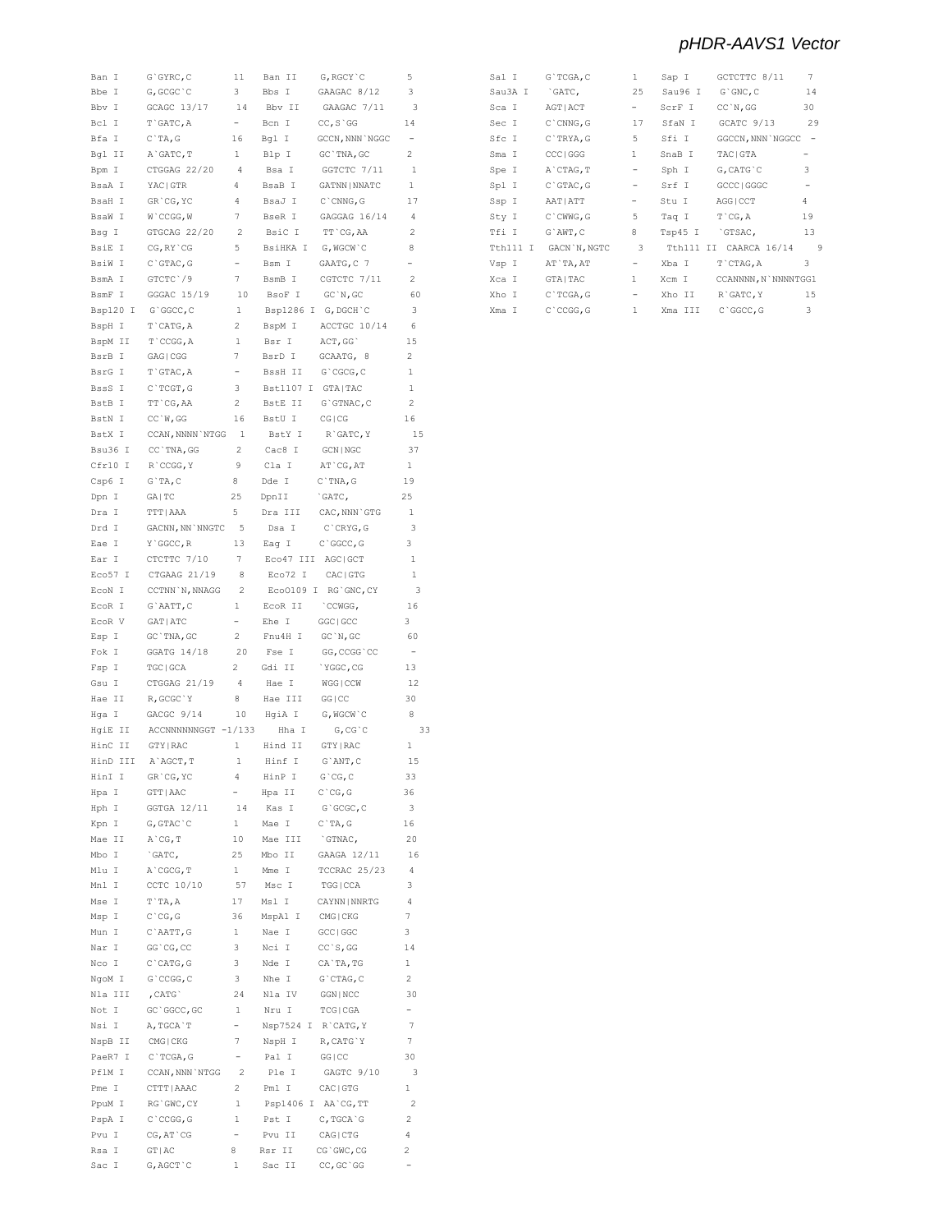| | | | | | |
|---|---|---|---|---|---|
| Ban I | G`GYRC,C | 11 | Ban II | G,RGCY`C | 5 |
| Bbe I | G,GCGC`C | 3 | Bbs I | GAAGAC 8/12 | 3 |
| Bbv I | GCAGC 13/17 | 14 | Bbv II | GAAGAC 7/11 | 3 |
| Bcl I | T`GATC,A | - | Bcn I | CC,S`GG | 14 |
| Bfa I | C`TA,G | 16 | Bgl I | GCCN,NNN`NGGC | - |
| Bgl II | A`GATC,T | 1 | Blp I | GC`TNA,GC | 2 |
| Bpm I | CTGGAG 22/20 | 4 | Bsa I | GGTCTC 7/11 | 1 |
| BsaA I | YAC\|GTR | 4 | BsaB I | GATNN\|NNATC | 1 |
| BsaH I | GR`CG,YC | 4 | BsaJ I | C`CNNG,G | 17 |
| BsaW I | W`CCGG,W | 7 | BseR I | GAGGAG 16/14 | 4 |
| Bsg I | GTGCAG 22/20 | 2 | BsiC I | TT`CG,AA | 2 |
| BsiE I | CG,RY`CG | 5 | BsiHKA I | G,WGCW`C | 8 |
| BsiW I | C`GTAC,G | - | Bsm I | GAATG,C 7 | - |
| BsmA I | GTCTC`/9 | 7 | BsmB I | CGTCTC 7/11 | 2 |
| BsmF I | GGGAC 15/19 | 10 | BsoF I | GC`N,GC | 60 |
| Bsp120 I | G`GGCC,C | 1 | Bsp1286 I | G,DGCH`C | 3 |
| BspH I | T`CATG,A | 2 | BspM I | ACCTGC 10/14 | 6 |
| BspM II | T`CCGG,A | 1 | Bsr I | ACT,GG` | 15 |
| BsrB I | GAG\|CGG | 7 | BsrD I | GCAATG, 8 | 2 |
| BsrG I | T`GTAC,A | - | BssH II | G`CGCG,C | 1 |
| BssS I | C`TCGT,G | 3 | Bst1107 I | GTA\|TAC | 1 |
| BstB I | TT`CG,AA | 2 | BstE II | G`GTNAC,C | 2 |
| BstN I | CC`W,GG | 16 | BstU I | CG\|CG | 16 |
| BstX I | CCAN,NNNN`NTGG | 1 | BstY I | R`GATC,Y | 15 |
| Bsu36 I | CC`TNA,GG | 2 | Cac8 I | GCN\|NGC | 37 |
| Cfr10 I | R`CCGG,Y | 9 | Cla I | AT`CG,AT | 1 |
| Csp6 I | G`TA,C | 8 | Dde I | C`TNA,G | 19 |
| Dpn I | GA\|TC | 25 | DpnII | `GATC, | 25 |
| Dra I | TTT\|AAA | 5 | Dra III | CAC,NNN`GTG | 1 |
| Drd I | GACNN,NN`NNGTC | 5 | Dsa I | C`CRYG,G | 3 |
| Eae I | Y`GGCC,R | 13 | Eag I | C`GGCC,G | 3 |
| Ear I | CTCTTC 7/10 | 7 | Eco47 III | AGC\|GCT | 1 |
| Eco57 I | CTGAAG 21/19 | 8 | Eco72 I | CAC\|GTG | 1 |
| EcoN I | CCTNN`N,NNAGG | 2 | EcoO109 I | RG`GNC,CY | 3 |
| EcoR I | G`AATT,C | 1 | EcoR II | `CCWGG, | 16 |
| EcoR V | GAT\|ATC | - | Ehe I | GGC\|GCC | 3 |
| Esp I | GC`TNA,GC | 2 | Fnu4H I | GC`N,GC | 60 |
| Fok I | GGATG 14/18 | 20 | Fse I | GG,CCGG`CC | - |
| Fsp I | TGC\|GCA | 2 | Gdi II | `YGGC,CG | 13 |
| Gsu I | CTGGAG 21/19 | 4 | Hae I | WGG\|CCW | 12 |
| Hae II | R,GCGC`Y | 8 | Hae III | GG\|CC | 30 |
| Hga I | GACGC 9/14 | 10 | HgiA I | G,WGCW`C | 8 |
| HgiE II | ACCNNNNNNGGT -1/133 | | Hha I | G,CG`C | 33 |
| HinC II | GTY\|RAC | 1 | Hind II | GTY\|RAC | 1 |
| HinD III | A`AGCT,T | 1 | Hinf I | G`ANT,C | 15 |
| HinI I | GR`CG,YC | 4 | HinP I | G`CG,C | 33 |
| Hpa I | GTT\|AAC | - | Hpa II | C`CG,G | 36 |
| Hph I | GGTGA 12/11 | 14 | Kas I | G`GCGC,C | 3 |
| Kpn I | G,GTAC`C | 1 | Mae I | C`TA,G | 16 |
| Mae II | A`CG,T | 10 | Mae III | `GTNAC, | 20 |
| Mbo I | `GATC, | 25 | Mbo II | GAAGA 12/11 | 16 |
| Mlu I | A`CGCG,T | 1 | Mme I | TCCRAC 25/23 | 4 |
| Mnl I | CCTC 10/10 | 57 | Msc I | TGG\|CCA | 3 |
| Mse I | T`TA,A | 17 | Msl I | CAYNN\|NNRTG | 4 |
| Msp I | C`CG,G | 36 | MspA1 I | CMG\|CKG | 7 |
| Mun I | C`AATT,G | 1 | Nae I | GCC\|GGC | 3 |
| Nar I | GG`CG,CC | 3 | Nci I | CC`S,GG | 14 |
| Nco I | C`CATG,G | 3 | Nde I | CA`TA,TG | 1 |
| NgoM I | G`CCGG,C | 3 | Nhe I | G`CTAG,C | 2 |
| Nla III | ,CATG` | 24 | Nla IV | GGN\|NCC | 30 |
| Not I | GC`GGCC,GC | 1 | Nru I | TCG\|CGA | - |
| Nsi I | A,TGCA`T | - | Nsp7524 I | R`CATG,Y | 7 |
| NspB II | CMG\|CKG | 7 | NspH I | R,CATG`Y | 7 |
| PaeR7 I | C`TCGA,G | - | Pal I | GG\|CC | 30 |
| PflM I | CCAN,NNN`NTGG | 2 | Ple I | GAGTC 9/10 | 3 |
| Pme I | CTTT\|AAAC | 2 | Pml I | CAC\|GTG | 1 |
| PpuM I | RG`GWC,CY | 1 | Psp1406 I | AA`CG,TT | 2 |
| PspA I | C`CCGG,G | 1 | Pst I | C,TGCA`G | 2 |
| Pvu I | CG,AT`CG | - | Pvu II | CAG\|CTG | 4 |
| Rsa I | GT\|AC | 8 | Rsr II | CG`GWC,CG | 2 |
| Sac I | G,AGCT`C | 1 | Sac II | CC,GC`GG | - |
| Sal I | G`TCGA,C | 1 | Sap I | GCTCTTC 8/11 | 7 |
| Sau3A I | `GATC, | 25 | Sau96 I | G`GNC,C | 14 |
| Sca I | AGT\|ACT | - | ScrF I | CC`N,GG | 30 |
| Sec I | C`CNNG,G | 17 | SfaN I | GCATC 9/13 | 29 |
| Sfc I | C`TRYA,G | 5 | Sfi I | GGCCN,NNN`NGGCC | - |
| Sma I | CCC\|GGG | 1 | SnaB I | TAC\|GTA | - |
| Spe I | A`CTAG,T | - | Sph I | G,CATG`C | 3 |
| Spl I | C`GTAC,G | - | Srf I | GCCC\|GGGC | - |
| Ssp I | AAT\|ATT | - | Stu I | AGG\|CCT | 4 |
| Sty I | C`CWWG,G | 5 | Taq I | T`CG,A | 19 |
| Tfi I | G`AWT,C | 8 | Tsp45 I | `GTSAC, | 13 |
| Tth111 I | GACN`N,NGTC | 3 | Tth111 II | CAARCA 16/14 | 9 |
| Vsp I | AT`TA,AT | - | Xba I | T`CTAG,A | 3 |
| Xca I | GTA\|TAC | 1 | Xcm I | CCANNNN,N`NNNNTGG | 1 |
| Xho I | C`TCGA,G | - | Xho II | R`GATC,Y | 15 |
| Xma I | C`CCGG,G | 1 | Xma III | C`GGCC,G | 3 |